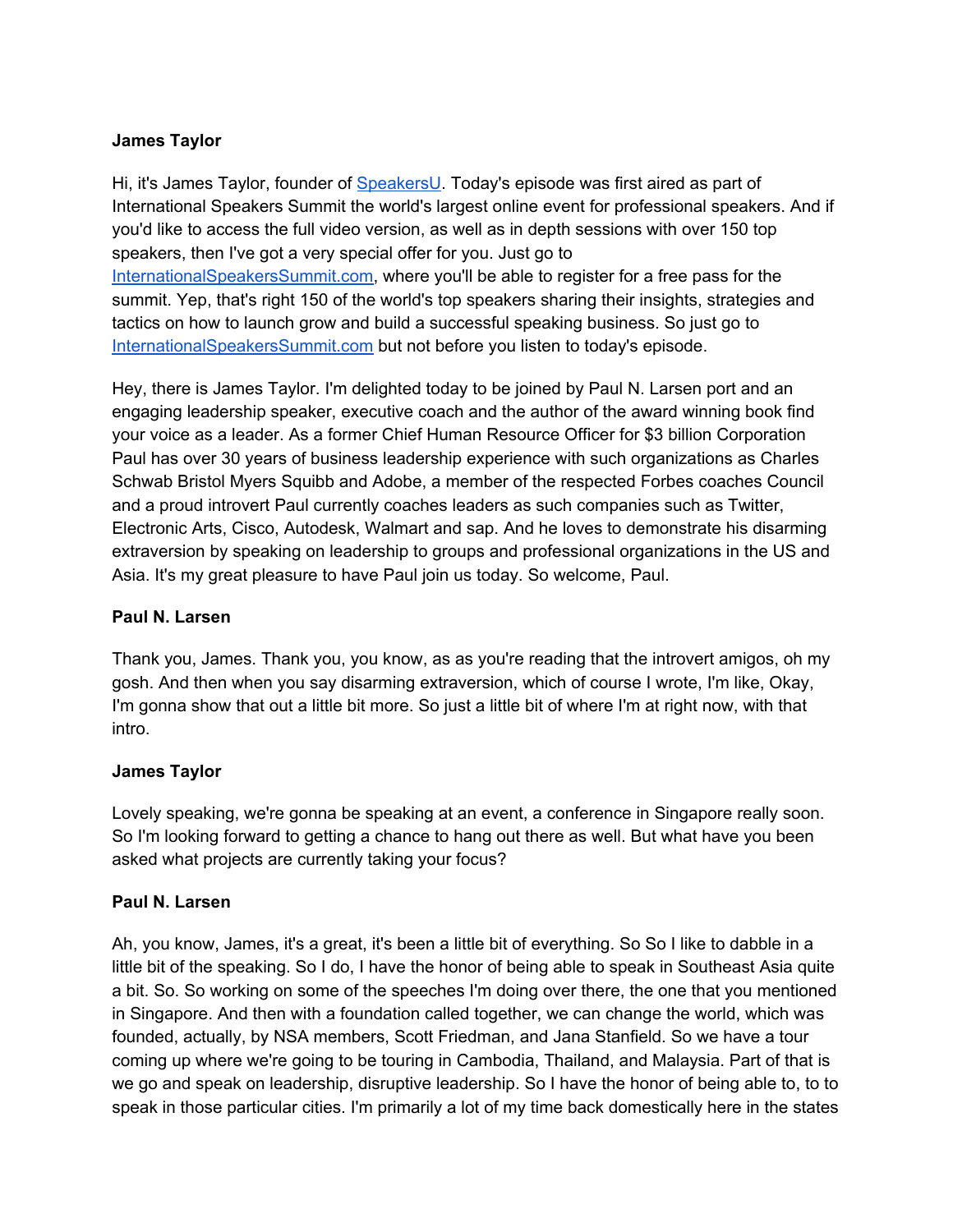**James Taylor**

Hi, it's James Taylor, founder of [SpeakersU](SpeakersU). Today's episode was first aired as part of International Speakers Summit the world's largest online event for professional speakers. And if you'd like to access the full video version, as well as in depth sessions with over 150 top speakers, then I've got a very special offer for you. Just go to [InternationalSpeakersSummit.com](InternationalSpeakersSummit.com), where you'll be able to register for a free pass for the summit. Yep, that's right 150 of the world's top speakers sharing their insights, strategies and tactics on how to launch grow and build a successful speaking business. So just go to [InternationalSpeakersSummit.com](InternationalSpeakersSummit.com) but not before you listen to today's episode.

Hey, there is James Taylor. I'm delighted today to be joined by Paul N. Larsen port and an engaging leadership speaker, executive coach and the author of the award winning book find your voice as a leader. As a former Chief Human Resource Officer for $3 billion Corporation Paul has over 30 years of business leadership experience with such organizations as Charles Schwab Bristol Myers Squibb and Adobe, a member of the respected Forbes coaches Council and a proud introvert Paul currently coaches leaders as such companies such as Twitter, Electronic Arts, Cisco, Autodesk, Walmart and sap. And he loves to demonstrate his disarming extraversion by speaking on leadership to groups and professional organizations in the US and Asia. It's my great pleasure to have Paul join us today. So welcome, Paul.

**Paul N. Larsen**

Thank you, James. Thank you, you know, as as you're reading that the introvert amigos, oh my gosh. And then when you say disarming extraversion, which of course I wrote, I'm like, Okay, I'm gonna show that out a little bit more. So just a little bit of where I'm at right now, with that intro.

**James Taylor**

Lovely speaking, we're gonna be speaking at an event, a conference in Singapore really soon. So I'm looking forward to getting a chance to hang out there as well. But what have you been asked what projects are currently taking your focus?

**Paul N. Larsen**

Ah, you know, James, it's a great, it's been a little bit of everything. So So I like to dabble in a little bit of the speaking. So I do, I have the honor of being able to speak in Southeast Asia quite a bit. So. So working on some of the speeches I'm doing over there, the one that you mentioned in Singapore. And then with a foundation called together, we can change the world, which was founded, actually, by NSA members, Scott Friedman, and Jana Stanfield. So we have a tour coming up where we're going to be touring in Cambodia, Thailand, and Malaysia. Part of that is we go and speak on leadership, disruptive leadership. So I have the honor of being able to, to to speak in those particular cities. I'm primarily a lot of my time back domestically here in the states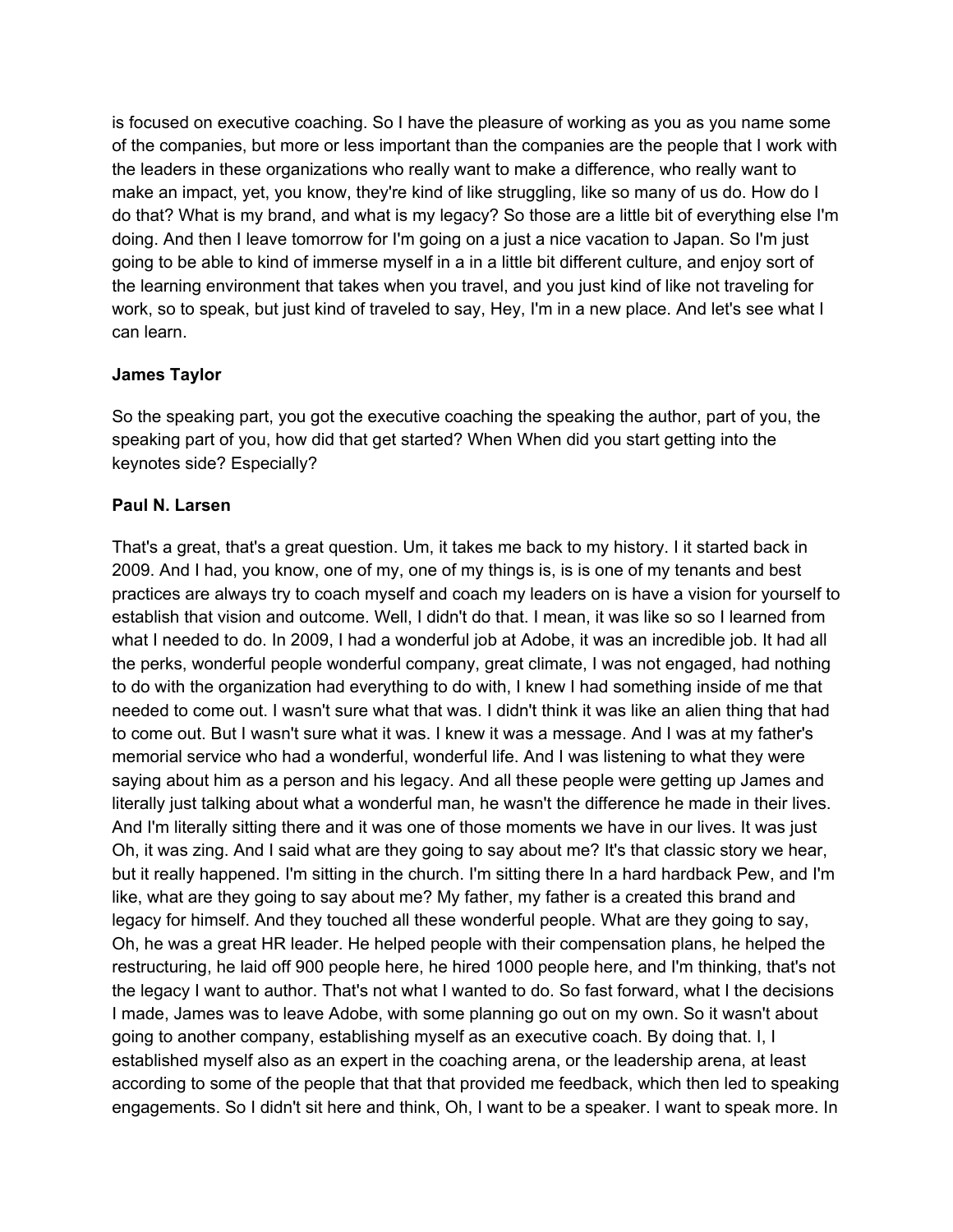is focused on executive coaching. So I have the pleasure of working as you as you name some of the companies, but more or less important than the companies are the people that I work with the leaders in these organizations who really want to make a difference, who really want to make an impact, yet, you know, they're kind of like struggling, like so many of us do. How do I do that? What is my brand, and what is my legacy? So those are a little bit of everything else I'm doing. And then I leave tomorrow for I'm going on a just a nice vacation to Japan. So I'm just going to be able to kind of immerse myself in a in a little bit different culture, and enjoy sort of the learning environment that takes when you travel, and you just kind of like not traveling for work, so to speak, but just kind of traveled to say, Hey, I'm in a new place. And let's see what I can learn.

**James Taylor**

So the speaking part, you got the executive coaching the speaking the author, part of you, the speaking part of you, how did that get started? When When did you start getting into the keynotes side? Especially?

**Paul N. Larsen**

That's a great, that's a great question. Um, it takes me back to my history. I it started back in 2009. And I had, you know, one of my, one of my things is, is is one of my tenants and best practices are always try to coach myself and coach my leaders on is have a vision for yourself to establish that vision and outcome. Well, I didn't do that. I mean, it was like so so I learned from what I needed to do. In 2009, I had a wonderful job at Adobe, it was an incredible job. It had all the perks, wonderful people wonderful company, great climate, I was not engaged, had nothing to do with the organization had everything to do with, I knew I had something inside of me that needed to come out. I wasn't sure what that was. I didn't think it was like an alien thing that had to come out. But I wasn't sure what it was. I knew it was a message. And I was at my father's memorial service who had a wonderful, wonderful life. And I was listening to what they were saying about him as a person and his legacy. And all these people were getting up James and literally just talking about what a wonderful man, he wasn't the difference he made in their lives. And I'm literally sitting there and it was one of those moments we have in our lives. It was just Oh, it was zing. And I said what are they going to say about me? It's that classic story we hear, but it really happened. I'm sitting in the church. I'm sitting there In a hard hardback Pew, and I'm like, what are they going to say about me? My father, my father is a created this brand and legacy for himself. And they touched all these wonderful people. What are they going to say, Oh, he was a great HR leader. He helped people with their compensation plans, he helped the restructuring, he laid off 900 people here, he hired 1000 people here, and I'm thinking, that's not the legacy I want to author. That's not what I wanted to do. So fast forward, what I the decisions I made, James was to leave Adobe, with some planning go out on my own. So it wasn't about going to another company, establishing myself as an executive coach. By doing that. I, I established myself also as an expert in the coaching arena, or the leadership arena, at least according to some of the people that that that provided me feedback, which then led to speaking engagements. So I didn't sit here and think, Oh, I want to be a speaker. I want to speak more. In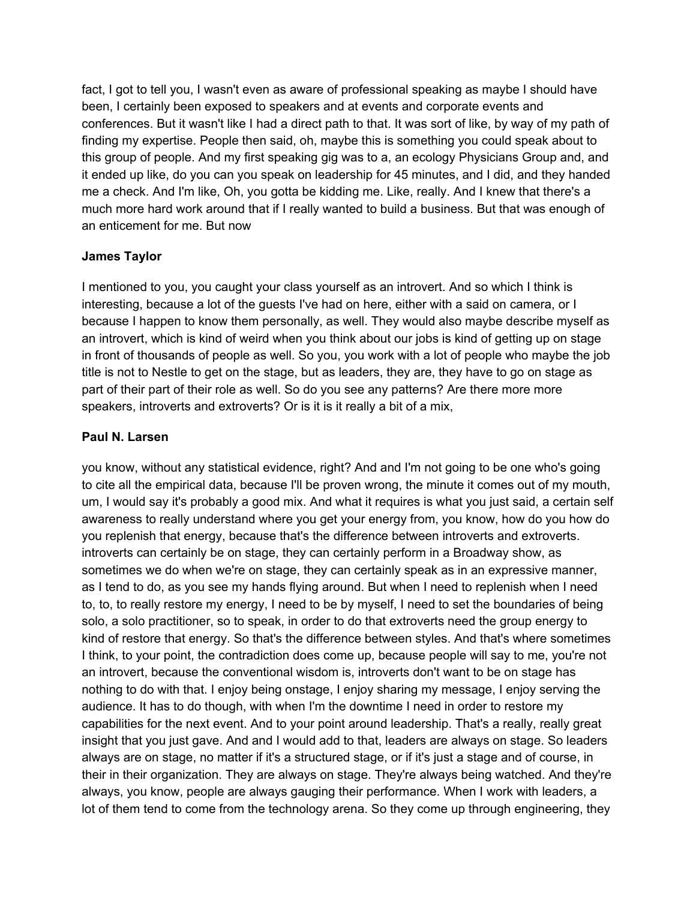fact, I got to tell you, I wasn't even as aware of professional speaking as maybe I should have been, I certainly been exposed to speakers and at events and corporate events and conferences. But it wasn't like I had a direct path to that. It was sort of like, by way of my path of finding my expertise. People then said, oh, maybe this is something you could speak about to this group of people. And my first speaking gig was to a, an ecology Physicians Group and, and it ended up like, do you can you speak on leadership for 45 minutes, and I did, and they handed me a check. And I'm like, Oh, you gotta be kidding me. Like, really. And I knew that there's a much more hard work around that if I really wanted to build a business. But that was enough of an enticement for me. But now

**James Taylor**

I mentioned to you, you caught your class yourself as an introvert. And so which I think is interesting, because a lot of the guests I've had on here, either with a said on camera, or I because I happen to know them personally, as well. They would also maybe describe myself as an introvert, which is kind of weird when you think about our jobs is kind of getting up on stage in front of thousands of people as well. So you, you work with a lot of people who maybe the job title is not to Nestle to get on the stage, but as leaders, they are, they have to go on stage as part of their part of their role as well. So do you see any patterns? Are there more more speakers, introverts and extroverts? Or is it is it really a bit of a mix,

**Paul N. Larsen**

you know, without any statistical evidence, right? And and I'm not going to be one who's going to cite all the empirical data, because I'll be proven wrong, the minute it comes out of my mouth, um, I would say it's probably a good mix. And what it requires is what you just said, a certain self awareness to really understand where you get your energy from, you know, how do you how do you replenish that energy, because that's the difference between introverts and extroverts. introverts can certainly be on stage, they can certainly perform in a Broadway show, as sometimes we do when we're on stage, they can certainly speak as in an expressive manner, as I tend to do, as you see my hands flying around. But when I need to replenish when I need to, to, to really restore my energy, I need to be by myself, I need to set the boundaries of being solo, a solo practitioner, so to speak, in order to do that extroverts need the group energy to kind of restore that energy. So that's the difference between styles. And that's where sometimes I think, to your point, the contradiction does come up, because people will say to me, you're not an introvert, because the conventional wisdom is, introverts don't want to be on stage has nothing to do with that. I enjoy being onstage, I enjoy sharing my message, I enjoy serving the audience. It has to do though, with when I'm the downtime I need in order to restore my capabilities for the next event. And to your point around leadership. That's a really, really great insight that you just gave. And and I would add to that, leaders are always on stage. So leaders always are on stage, no matter if it's a structured stage, or if it's just a stage and of course, in their in their organization. They are always on stage. They're always being watched. And they're always, you know, people are always gauging their performance. When I work with leaders, a lot of them tend to come from the technology arena. So they come up through engineering, they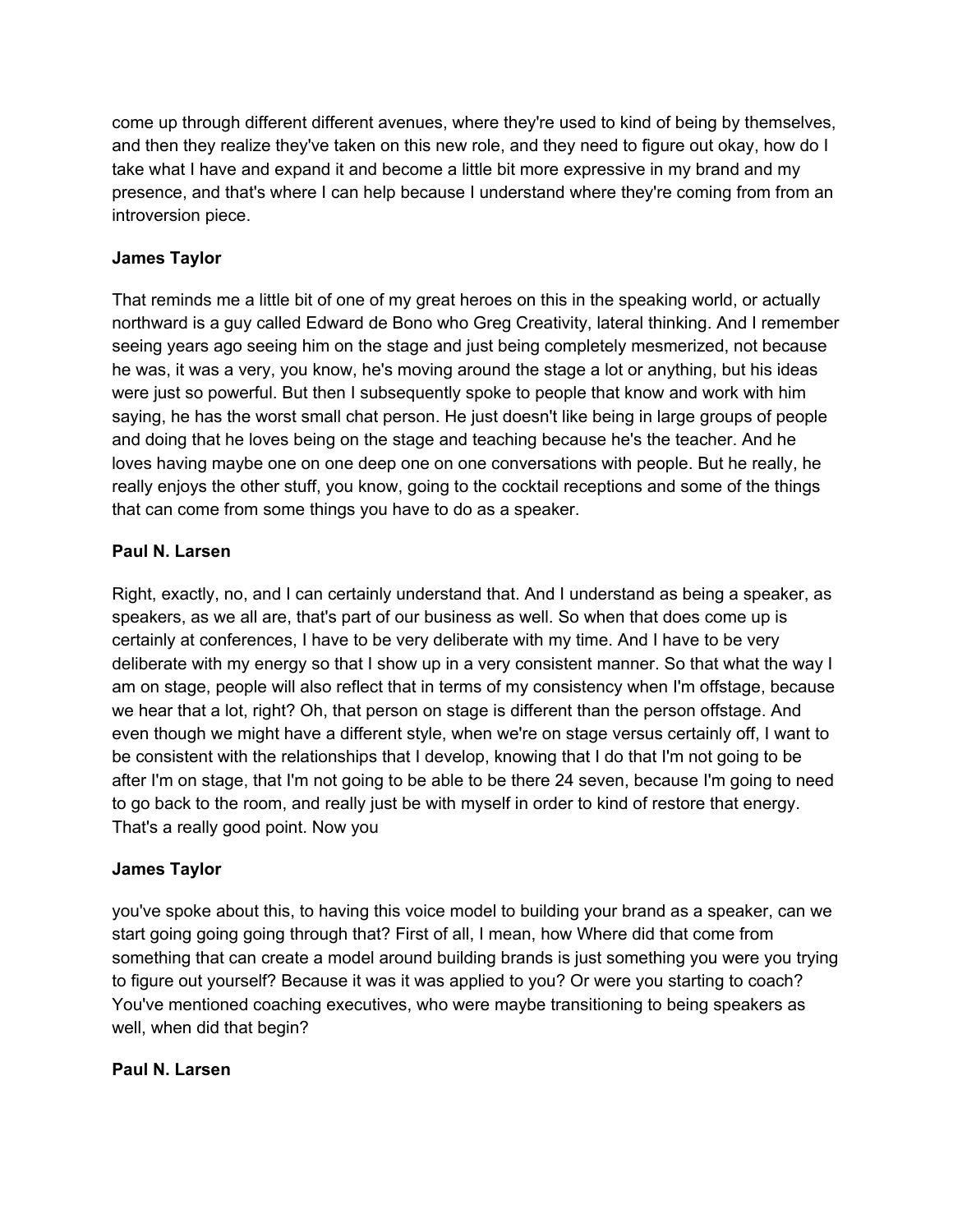come up through different different avenues, where they're used to kind of being by themselves, and then they realize they've taken on this new role, and they need to figure out okay, how do I take what I have and expand it and become a little bit more expressive in my brand and my presence, and that's where I can help because I understand where they're coming from from an introversion piece.

**James Taylor**

That reminds me a little bit of one of my great heroes on this in the speaking world, or actually northward is a guy called Edward de Bono who Greg Creativity, lateral thinking. And I remember seeing years ago seeing him on the stage and just being completely mesmerized, not because he was, it was a very, you know, he's moving around the stage a lot or anything, but his ideas were just so powerful. But then I subsequently spoke to people that know and work with him saying, he has the worst small chat person. He just doesn't like being in large groups of people and doing that he loves being on the stage and teaching because he's the teacher. And he loves having maybe one on one deep one on one conversations with people. But he really, he really enjoys the other stuff, you know, going to the cocktail receptions and some of the things that can come from some things you have to do as a speaker.

**Paul N. Larsen**

Right, exactly, no, and I can certainly understand that. And I understand as being a speaker, as speakers, as we all are, that's part of our business as well. So when that does come up is certainly at conferences, I have to be very deliberate with my time. And I have to be very deliberate with my energy so that I show up in a very consistent manner. So that what the way I am on stage, people will also reflect that in terms of my consistency when I'm offstage, because we hear that a lot, right? Oh, that person on stage is different than the person offstage. And even though we might have a different style, when we're on stage versus certainly off, I want to be consistent with the relationships that I develop, knowing that I do that I'm not going to be after I'm on stage, that I'm not going to be able to be there 24 seven, because I'm going to need to go back to the room, and really just be with myself in order to kind of restore that energy. That's a really good point. Now you

**James Taylor**

you've spoke about this, to having this voice model to building your brand as a speaker, can we start going going going through that? First of all, I mean, how Where did that come from something that can create a model around building brands is just something you were you trying to figure out yourself? Because it was it was applied to you? Or were you starting to coach? You've mentioned coaching executives, who were maybe transitioning to being speakers as well, when did that begin?

**Paul N. Larsen**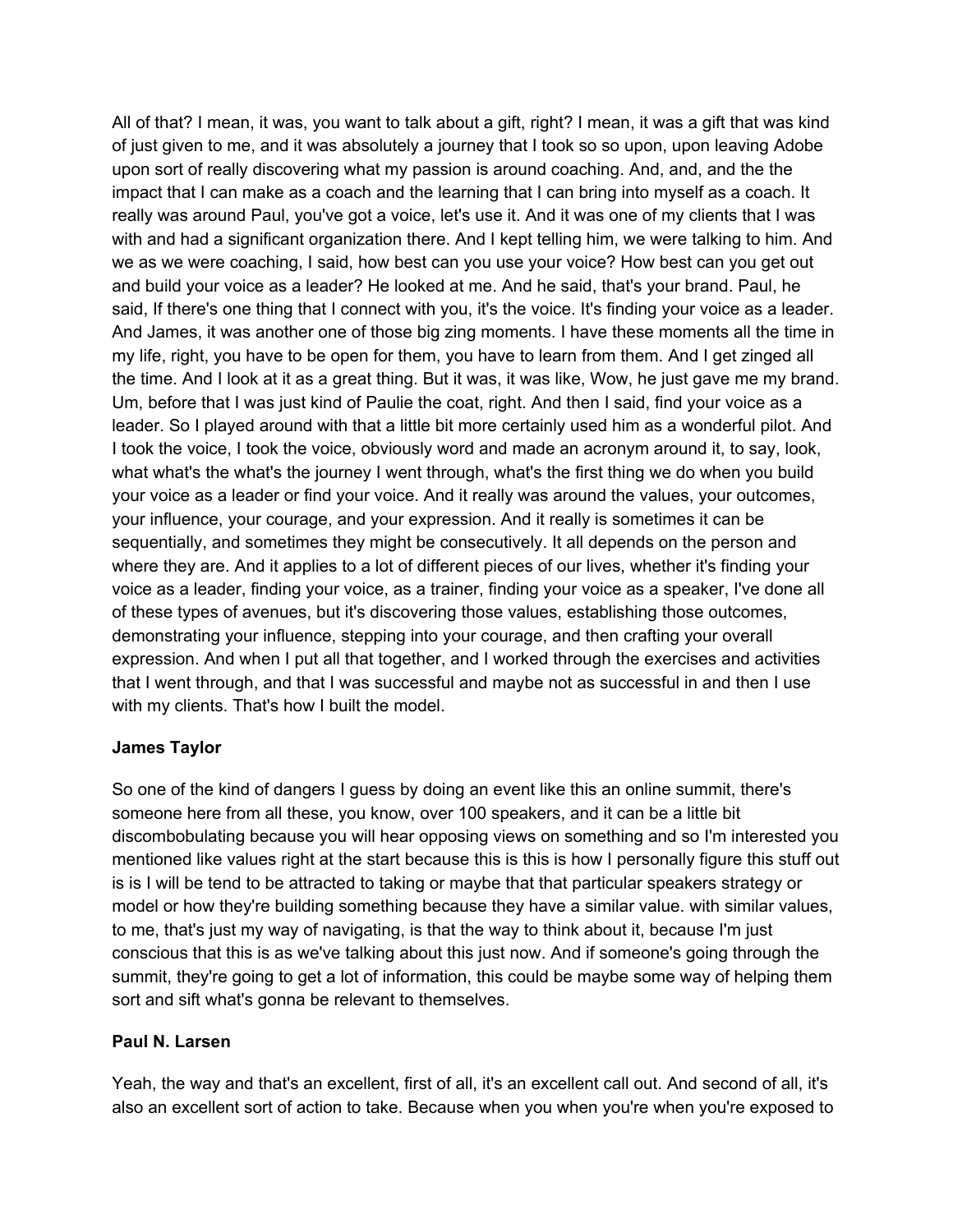All of that? I mean, it was, you want to talk about a gift, right? I mean, it was a gift that was kind of just given to me, and it was absolutely a journey that I took so so upon, upon leaving Adobe upon sort of really discovering what my passion is around coaching. And, and, and the the impact that I can make as a coach and the learning that I can bring into myself as a coach. It really was around Paul, you've got a voice, let's use it. And it was one of my clients that I was with and had a significant organization there. And I kept telling him, we were talking to him. And we as we were coaching, I said, how best can you use your voice? How best can you get out and build your voice as a leader? He looked at me. And he said, that's your brand. Paul, he said, If there's one thing that I connect with you, it's the voice. It's finding your voice as a leader. And James, it was another one of those big zing moments. I have these moments all the time in my life, right, you have to be open for them, you have to learn from them. And I get zinged all the time. And I look at it as a great thing. But it was, it was like, Wow, he just gave me my brand. Um, before that I was just kind of Paulie the coat, right. And then I said, find your voice as a leader. So I played around with that a little bit more certainly used him as a wonderful pilot. And I took the voice, I took the voice, obviously word and made an acronym around it, to say, look, what what's the what's the journey I went through, what's the first thing we do when you build your voice as a leader or find your voice. And it really was around the values, your outcomes, your influence, your courage, and your expression. And it really is sometimes it can be sequentially, and sometimes they might be consecutively. It all depends on the person and where they are. And it applies to a lot of different pieces of our lives, whether it's finding your voice as a leader, finding your voice, as a trainer, finding your voice as a speaker, I've done all of these types of avenues, but it's discovering those values, establishing those outcomes, demonstrating your influence, stepping into your courage, and then crafting your overall expression. And when I put all that together, and I worked through the exercises and activities that I went through, and that I was successful and maybe not as successful in and then I use with my clients. That's how I built the model.

**James Taylor**

So one of the kind of dangers I guess by doing an event like this an online summit, there's someone here from all these, you know, over 100 speakers, and it can be a little bit discombobulating because you will hear opposing views on something and so I'm interested you mentioned like values right at the start because this is this is how I personally figure this stuff out is is I will be tend to be attracted to taking or maybe that that particular speakers strategy or model or how they're building something because they have a similar value. with similar values, to me, that's just my way of navigating, is that the way to think about it, because I'm just conscious that this is as we've talking about this just now. And if someone's going through the summit, they're going to get a lot of information, this could be maybe some way of helping them sort and sift what's gonna be relevant to themselves.

**Paul N. Larsen**

Yeah, the way and that's an excellent, first of all, it's an excellent call out. And second of all, it's also an excellent sort of action to take. Because when you when you're when you're exposed to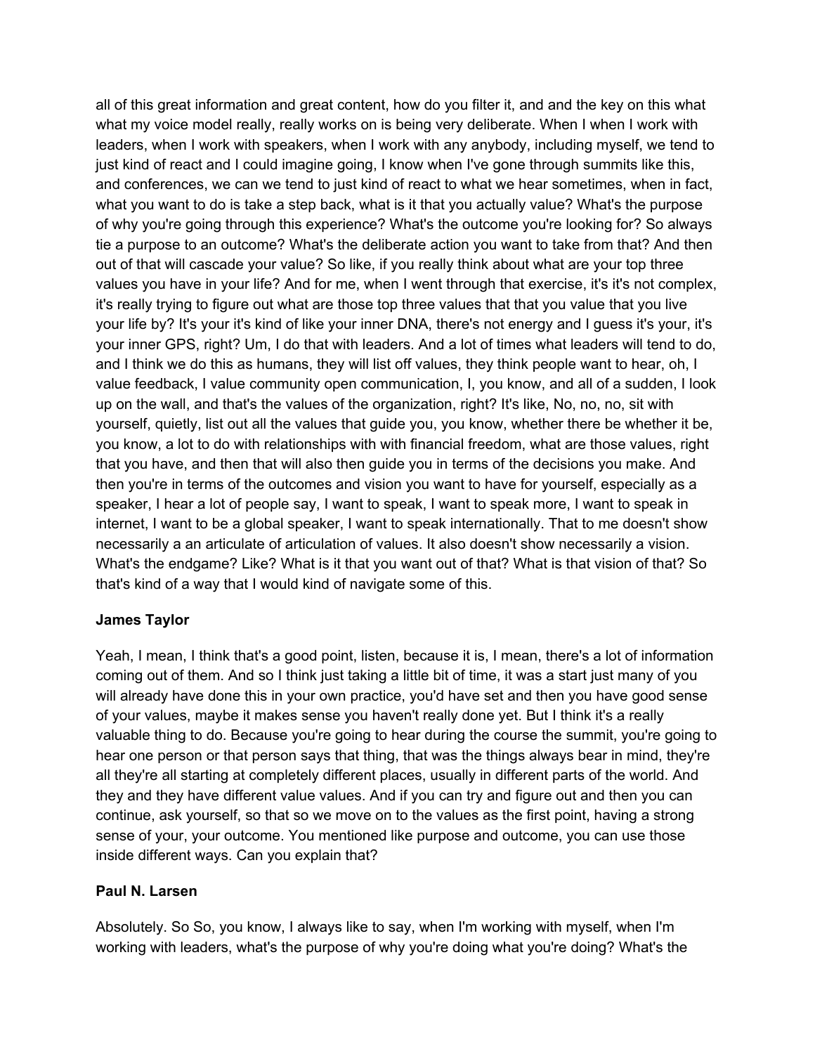all of this great information and great content, how do you filter it, and and the key on this what what my voice model really, really works on is being very deliberate. When I when I work with leaders, when I work with speakers, when I work with any anybody, including myself, we tend to just kind of react and I could imagine going, I know when I've gone through summits like this, and conferences, we can we tend to just kind of react to what we hear sometimes, when in fact, what you want to do is take a step back, what is it that you actually value? What's the purpose of why you're going through this experience? What's the outcome you're looking for? So always tie a purpose to an outcome? What's the deliberate action you want to take from that? And then out of that will cascade your value? So like, if you really think about what are your top three values you have in your life? And for me, when I went through that exercise, it's it's not complex, it's really trying to figure out what are those top three values that that you value that you live your life by? It's your it's kind of like your inner DNA, there's not energy and I guess it's your, it's your inner GPS, right? Um, I do that with leaders. And a lot of times what leaders will tend to do, and I think we do this as humans, they will list off values, they think people want to hear, oh, I value feedback, I value community open communication, I, you know, and all of a sudden, I look up on the wall, and that's the values of the organization, right? It's like, No, no, no, sit with yourself, quietly, list out all the values that guide you, you know, whether there be whether it be, you know, a lot to do with relationships with with financial freedom, what are those values, right that you have, and then that will also then guide you in terms of the decisions you make. And then you're in terms of the outcomes and vision you want to have for yourself, especially as a speaker, I hear a lot of people say, I want to speak, I want to speak more, I want to speak in internet, I want to be a global speaker, I want to speak internationally. That to me doesn't show necessarily a an articulate of articulation of values. It also doesn't show necessarily a vision. What's the endgame? Like? What is it that you want out of that? What is that vision of that? So that's kind of a way that I would kind of navigate some of this.

**James Taylor**

Yeah, I mean, I think that's a good point, listen, because it is, I mean, there's a lot of information coming out of them. And so I think just taking a little bit of time, it was a start just many of you will already have done this in your own practice, you'd have set and then you have good sense of your values, maybe it makes sense you haven't really done yet. But I think it's a really valuable thing to do. Because you're going to hear during the course the summit, you're going to hear one person or that person says that thing, that was the things always bear in mind, they're all they're all starting at completely different places, usually in different parts of the world. And they and they have different value values. And if you can try and figure out and then you can continue, ask yourself, so that so we move on to the values as the first point, having a strong sense of your, your outcome. You mentioned like purpose and outcome, you can use those inside different ways. Can you explain that?

**Paul N. Larsen**

Absolutely. So So, you know, I always like to say, when I'm working with myself, when I'm working with leaders, what's the purpose of why you're doing what you're doing? What's the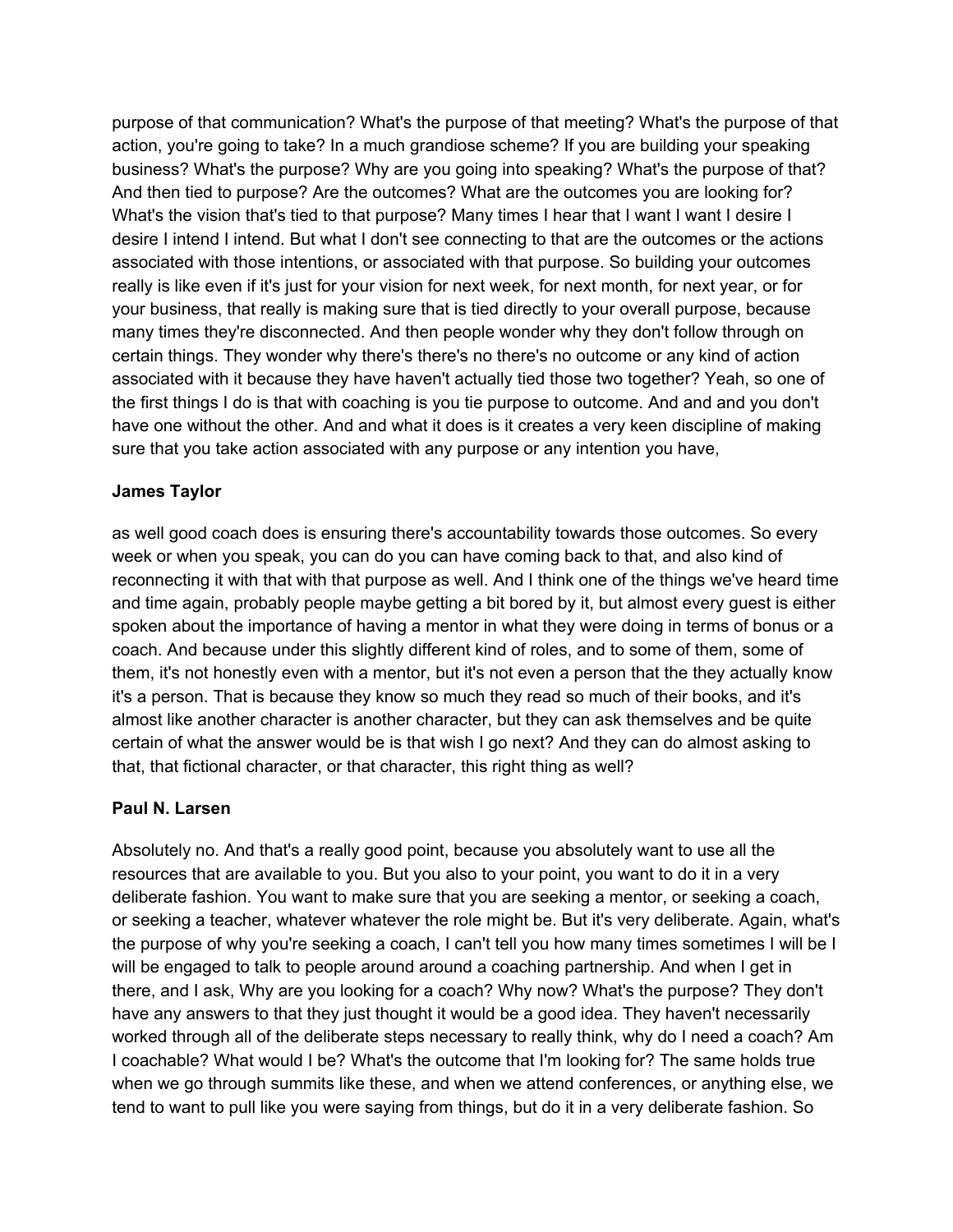purpose of that communication? What's the purpose of that meeting? What's the purpose of that action, you're going to take? In a much grandiose scheme? If you are building your speaking business? What's the purpose? Why are you going into speaking? What's the purpose of that? And then tied to purpose? Are the outcomes? What are the outcomes you are looking for? What's the vision that's tied to that purpose? Many times I hear that I want I want I desire I desire I intend I intend. But what I don't see connecting to that are the outcomes or the actions associated with those intentions, or associated with that purpose. So building your outcomes really is like even if it's just for your vision for next week, for next month, for next year, or for your business, that really is making sure that is tied directly to your overall purpose, because many times they're disconnected. And then people wonder why they don't follow through on certain things. They wonder why there's there's no there's no outcome or any kind of action associated with it because they have haven't actually tied those two together? Yeah, so one of the first things I do is that with coaching is you tie purpose to outcome. And and and you don't have one without the other. And and what it does is it creates a very keen discipline of making sure that you take action associated with any purpose or any intention you have,

**James Taylor**

as well good coach does is ensuring there's accountability towards those outcomes. So every week or when you speak, you can do you can have coming back to that, and also kind of reconnecting it with that with that purpose as well. And I think one of the things we've heard time and time again, probably people maybe getting a bit bored by it, but almost every guest is either spoken about the importance of having a mentor in what they were doing in terms of bonus or a coach. And because under this slightly different kind of roles, and to some of them, some of them, it's not honestly even with a mentor, but it's not even a person that the they actually know it's a person. That is because they know so much they read so much of their books, and it's almost like another character is another character, but they can ask themselves and be quite certain of what the answer would be is that wish I go next? And they can do almost asking to that, that fictional character, or that character, this right thing as well?

**Paul N. Larsen**

Absolutely no. And that's a really good point, because you absolutely want to use all the resources that are available to you. But you also to your point, you want to do it in a very deliberate fashion. You want to make sure that you are seeking a mentor, or seeking a coach, or seeking a teacher, whatever whatever the role might be. But it's very deliberate. Again, what's the purpose of why you're seeking a coach, I can't tell you how many times sometimes I will be I will be engaged to talk to people around around a coaching partnership. And when I get in there, and I ask, Why are you looking for a coach? Why now? What's the purpose? They don't have any answers to that they just thought it would be a good idea. They haven't necessarily worked through all of the deliberate steps necessary to really think, why do I need a coach? Am I coachable? What would I be? What's the outcome that I'm looking for? The same holds true when we go through summits like these, and when we attend conferences, or anything else, we tend to want to pull like you were saying from things, but do it in a very deliberate fashion. So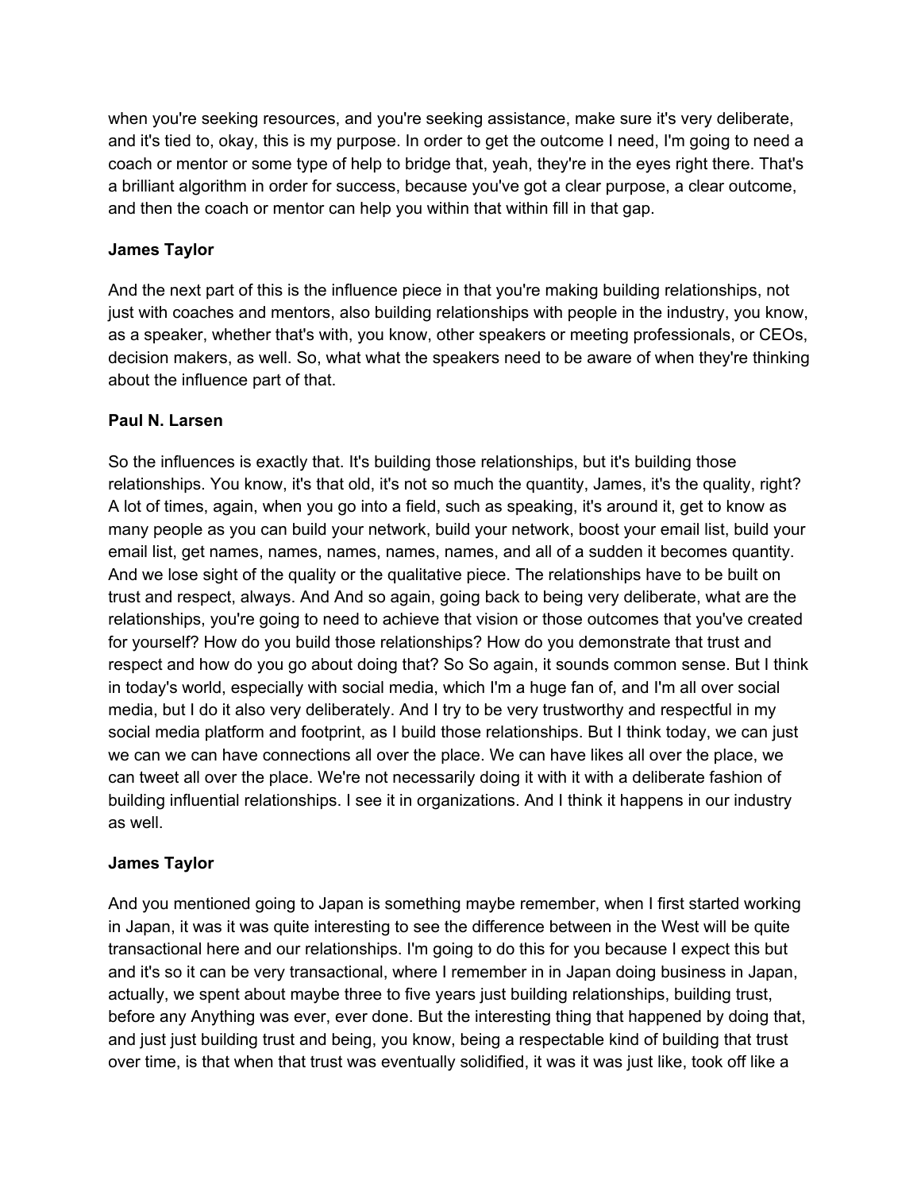when you're seeking resources, and you're seeking assistance, make sure it's very deliberate, and it's tied to, okay, this is my purpose. In order to get the outcome I need, I'm going to need a coach or mentor or some type of help to bridge that, yeah, they're in the eyes right there. That's a brilliant algorithm in order for success, because you've got a clear purpose, a clear outcome, and then the coach or mentor can help you within that within fill in that gap.

**James Taylor**

And the next part of this is the influence piece in that you're making building relationships, not just with coaches and mentors, also building relationships with people in the industry, you know, as a speaker, whether that's with, you know, other speakers or meeting professionals, or CEOs, decision makers, as well. So, what what the speakers need to be aware of when they're thinking about the influence part of that.

**Paul N. Larsen**

So the influences is exactly that. It's building those relationships, but it's building those relationships. You know, it's that old, it's not so much the quantity, James, it's the quality, right? A lot of times, again, when you go into a field, such as speaking, it's around it, get to know as many people as you can build your network, build your network, boost your email list, build your email list, get names, names, names, names, names, and all of a sudden it becomes quantity. And we lose sight of the quality or the qualitative piece. The relationships have to be built on trust and respect, always. And And so again, going back to being very deliberate, what are the relationships, you're going to need to achieve that vision or those outcomes that you've created for yourself? How do you build those relationships? How do you demonstrate that trust and respect and how do you go about doing that? So So again, it sounds common sense. But I think in today's world, especially with social media, which I'm a huge fan of, and I'm all over social media, but I do it also very deliberately. And I try to be very trustworthy and respectful in my social media platform and footprint, as I build those relationships. But I think today, we can just we can we can have connections all over the place. We can have likes all over the place, we can tweet all over the place. We're not necessarily doing it with it with a deliberate fashion of building influential relationships. I see it in organizations. And I think it happens in our industry as well.

**James Taylor**

And you mentioned going to Japan is something maybe remember, when I first started working in Japan, it was it was quite interesting to see the difference between in the West will be quite transactional here and our relationships. I'm going to do this for you because I expect this but and it's so it can be very transactional, where I remember in in Japan doing business in Japan, actually, we spent about maybe three to five years just building relationships, building trust, before any Anything was ever, ever done. But the interesting thing that happened by doing that, and just just building trust and being, you know, being a respectable kind of building that trust over time, is that when that trust was eventually solidified, it was it was just like, took off like a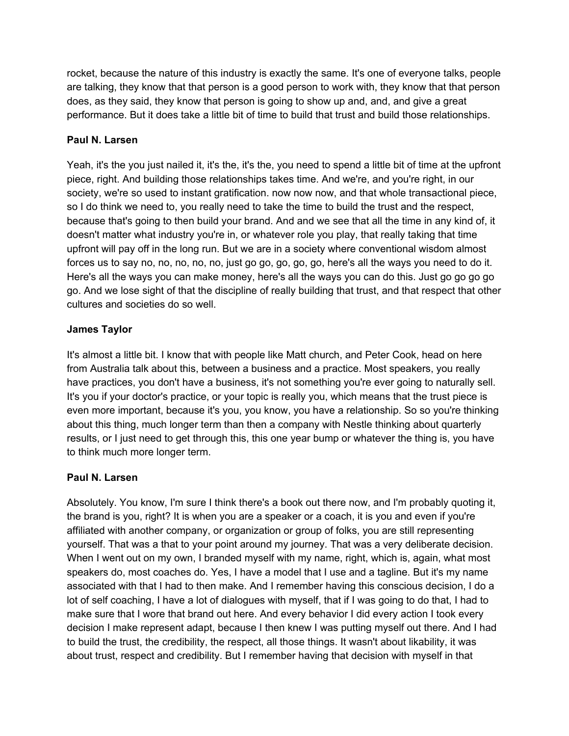rocket, because the nature of this industry is exactly the same. It's one of everyone talks, people are talking, they know that that person is a good person to work with, they know that that person does, as they said, they know that person is going to show up and, and, and give a great performance. But it does take a little bit of time to build that trust and build those relationships.

**Paul N. Larsen**

Yeah, it's the you just nailed it, it's the, it's the, you need to spend a little bit of time at the upfront piece, right. And building those relationships takes time. And we're, and you're right, in our society, we're so used to instant gratification. now now now, and that whole transactional piece, so I do think we need to, you really need to take the time to build the trust and the respect, because that's going to then build your brand. And and we see that all the time in any kind of, it doesn't matter what industry you're in, or whatever role you play, that really taking that time upfront will pay off in the long run. But we are in a society where conventional wisdom almost forces us to say no, no, no, no, no, just go go, go, go, go, here's all the ways you need to do it. Here's all the ways you can make money, here's all the ways you can do this. Just go go go go go. And we lose sight of that the discipline of really building that trust, and that respect that other cultures and societies do so well.

**James Taylor**

It's almost a little bit. I know that with people like Matt church, and Peter Cook, head on here from Australia talk about this, between a business and a practice. Most speakers, you really have practices, you don't have a business, it's not something you're ever going to naturally sell. It's you if your doctor's practice, or your topic is really you, which means that the trust piece is even more important, because it's you, you know, you have a relationship. So so you're thinking about this thing, much longer term than then a company with Nestle thinking about quarterly results, or I just need to get through this, this one year bump or whatever the thing is, you have to think much more longer term.

**Paul N. Larsen**

Absolutely. You know, I'm sure I think there's a book out there now, and I'm probably quoting it, the brand is you, right? It is when you are a speaker or a coach, it is you and even if you're affiliated with another company, or organization or group of folks, you are still representing yourself. That was a that to your point around my journey. That was a very deliberate decision. When I went out on my own, I branded myself with my name, right, which is, again, what most speakers do, most coaches do. Yes, I have a model that I use and a tagline. But it's my name associated with that I had to then make. And I remember having this conscious decision, I do a lot of self coaching, I have a lot of dialogues with myself, that if I was going to do that, I had to make sure that I wore that brand out here. And every behavior I did every action I took every decision I make represent adapt, because I then knew I was putting myself out there. And I had to build the trust, the credibility, the respect, all those things. It wasn't about likability, it was about trust, respect and credibility. But I remember having that decision with myself in that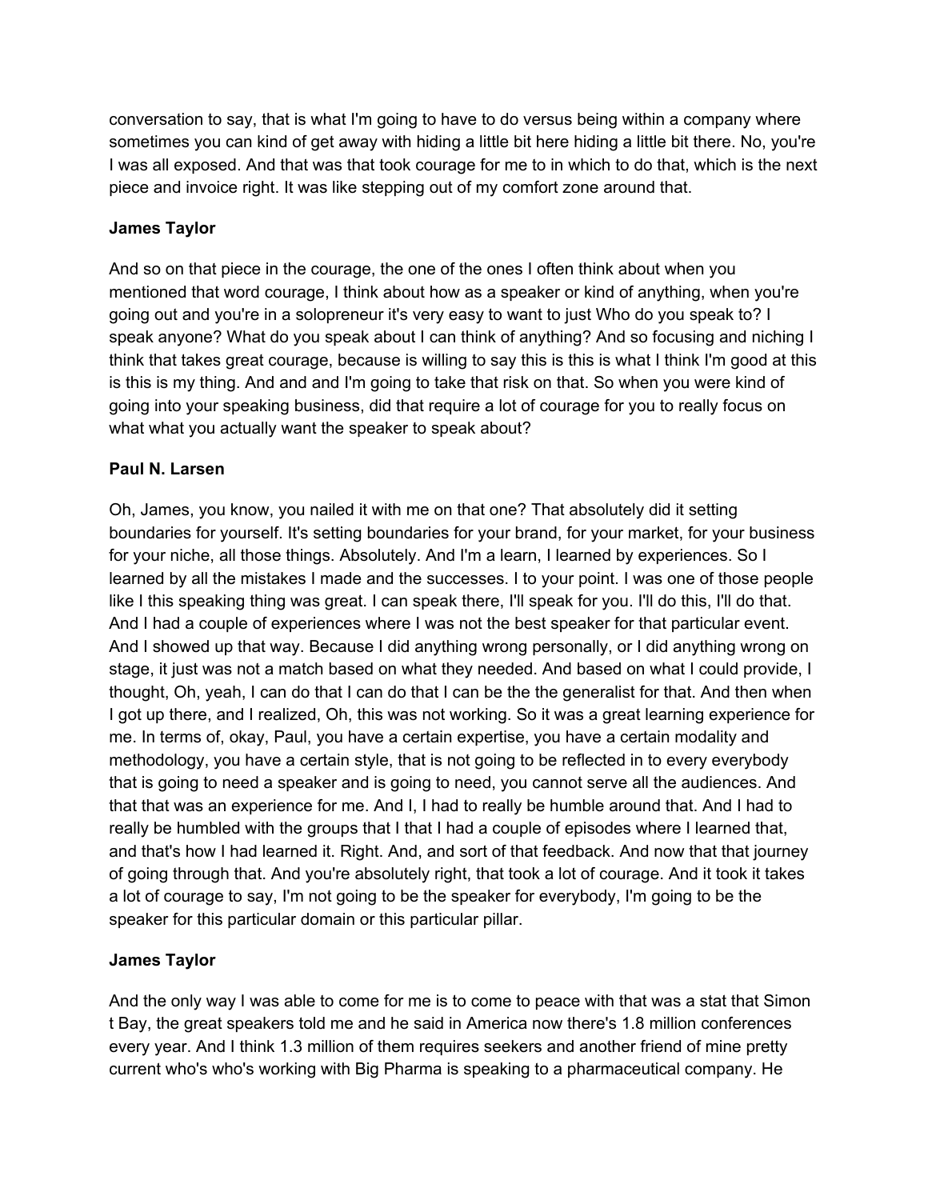conversation to say, that is what I'm going to have to do versus being within a company where sometimes you can kind of get away with hiding a little bit here hiding a little bit there. No, you're I was all exposed. And that was that took courage for me to in which to do that, which is the next piece and invoice right. It was like stepping out of my comfort zone around that.

**James Taylor**

And so on that piece in the courage, the one of the ones I often think about when you mentioned that word courage, I think about how as a speaker or kind of anything, when you're going out and you're in a solopreneur it's very easy to want to just Who do you speak to? I speak anyone? What do you speak about I can think of anything? And so focusing and niching I think that takes great courage, because is willing to say this is this is what I think I'm good at this is this is my thing. And and and I'm going to take that risk on that. So when you were kind of going into your speaking business, did that require a lot of courage for you to really focus on what what you actually want the speaker to speak about?

**Paul N. Larsen**

Oh, James, you know, you nailed it with me on that one? That absolutely did it setting boundaries for yourself. It's setting boundaries for your brand, for your market, for your business for your niche, all those things. Absolutely. And I'm a learn, I learned by experiences. So I learned by all the mistakes I made and the successes. I to your point. I was one of those people like I this speaking thing was great. I can speak there, I'll speak for you. I'll do this, I'll do that. And I had a couple of experiences where I was not the best speaker for that particular event. And I showed up that way. Because I did anything wrong personally, or I did anything wrong on stage, it just was not a match based on what they needed. And based on what I could provide, I thought, Oh, yeah, I can do that I can do that I can be the the generalist for that. And then when I got up there, and I realized, Oh, this was not working. So it was a great learning experience for me. In terms of, okay, Paul, you have a certain expertise, you have a certain modality and methodology, you have a certain style, that is not going to be reflected in to every everybody that is going to need a speaker and is going to need, you cannot serve all the audiences. And that that was an experience for me. And I, I had to really be humble around that. And I had to really be humbled with the groups that I that I had a couple of episodes where I learned that, and that's how I had learned it. Right. And, and sort of that feedback. And now that that journey of going through that. And you're absolutely right, that took a lot of courage. And it took it takes a lot of courage to say, I'm not going to be the speaker for everybody, I'm going to be the speaker for this particular domain or this particular pillar.

**James Taylor**

And the only way I was able to come for me is to come to peace with that was a stat that Simon t Bay, the great speakers told me and he said in America now there's 1.8 million conferences every year. And I think 1.3 million of them requires seekers and another friend of mine pretty current who's who's working with Big Pharma is speaking to a pharmaceutical company. He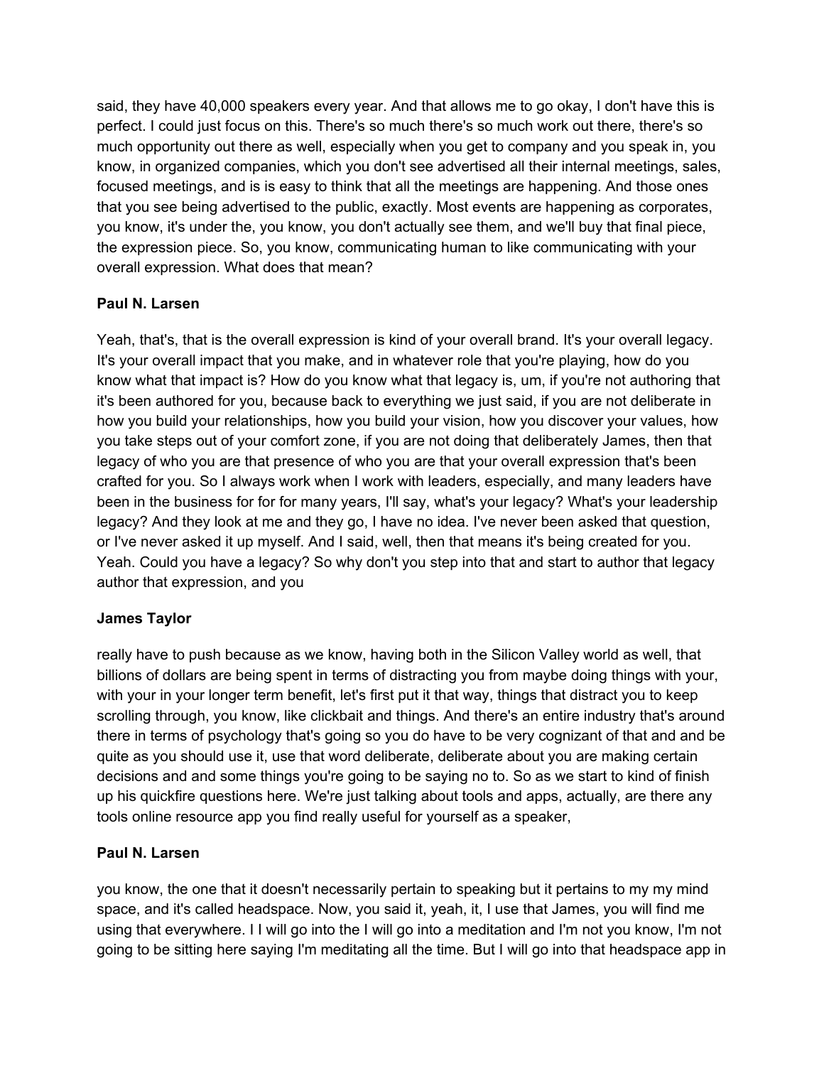said, they have 40,000 speakers every year. And that allows me to go okay, I don't have this is perfect. I could just focus on this. There's so much there's so much work out there, there's so much opportunity out there as well, especially when you get to company and you speak in, you know, in organized companies, which you don't see advertised all their internal meetings, sales, focused meetings, and is is easy to think that all the meetings are happening. And those ones that you see being advertised to the public, exactly. Most events are happening as corporates, you know, it's under the, you know, you don't actually see them, and we'll buy that final piece, the expression piece. So, you know, communicating human to like communicating with your overall expression. What does that mean?

**Paul N. Larsen**

Yeah, that's, that is the overall expression is kind of your overall brand. It's your overall legacy. It's your overall impact that you make, and in whatever role that you're playing, how do you know what that impact is? How do you know what that legacy is, um, if you're not authoring that it's been authored for you, because back to everything we just said, if you are not deliberate in how you build your relationships, how you build your vision, how you discover your values, how you take steps out of your comfort zone, if you are not doing that deliberately James, then that legacy of who you are that presence of who you are that your overall expression that's been crafted for you. So I always work when I work with leaders, especially, and many leaders have been in the business for for for many years, I'll say, what's your legacy? What's your leadership legacy? And they look at me and they go, I have no idea. I've never been asked that question, or I've never asked it up myself. And I said, well, then that means it's being created for you. Yeah. Could you have a legacy? So why don't you step into that and start to author that legacy author that expression, and you

**James Taylor**

really have to push because as we know, having both in the Silicon Valley world as well, that billions of dollars are being spent in terms of distracting you from maybe doing things with your, with your in your longer term benefit, let's first put it that way, things that distract you to keep scrolling through, you know, like clickbait and things. And there's an entire industry that's around there in terms of psychology that's going so you do have to be very cognizant of that and and be quite as you should use it, use that word deliberate, deliberate about you are making certain decisions and and some things you're going to be saying no to. So as we start to kind of finish up his quickfire questions here. We're just talking about tools and apps, actually, are there any tools online resource app you find really useful for yourself as a speaker,

**Paul N. Larsen**

you know, the one that it doesn't necessarily pertain to speaking but it pertains to my my mind space, and it's called headspace. Now, you said it, yeah, it, I use that James, you will find me using that everywhere. I I will go into the I will go into a meditation and I'm not you know, I'm not going to be sitting here saying I'm meditating all the time. But I will go into that headspace app in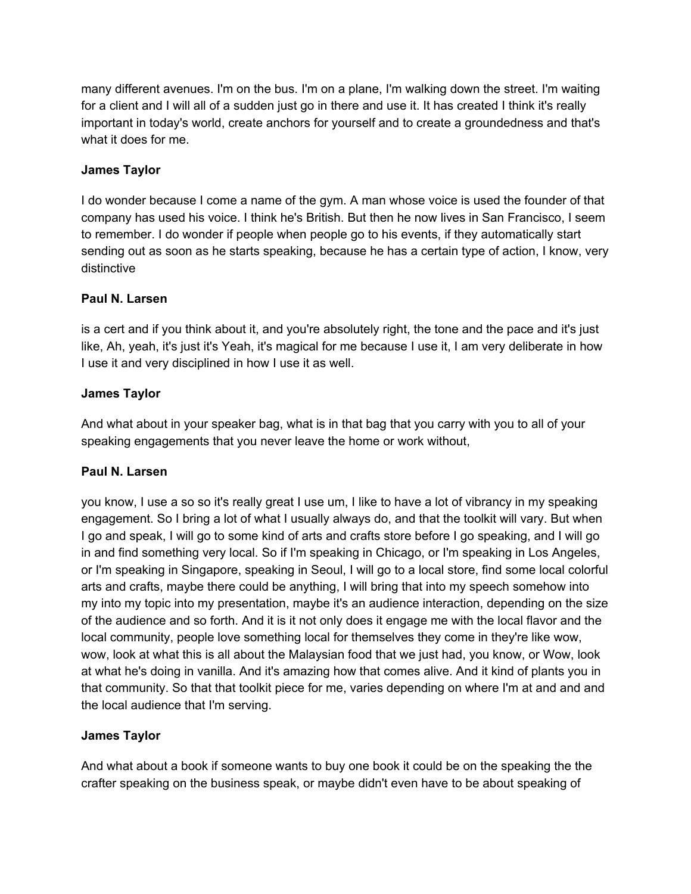many different avenues. I'm on the bus. I'm on a plane, I'm walking down the street. I'm waiting for a client and I will all of a sudden just go in there and use it. It has created I think it's really important in today's world, create anchors for yourself and to create a groundedness and that's what it does for me.

**James Taylor**

I do wonder because I come a name of the gym. A man whose voice is used the founder of that company has used his voice. I think he's British. But then he now lives in San Francisco, I seem to remember. I do wonder if people when people go to his events, if they automatically start sending out as soon as he starts speaking, because he has a certain type of action, I know, very distinctive

**Paul N. Larsen**

is a cert and if you think about it, and you're absolutely right, the tone and the pace and it's just like, Ah, yeah, it's just it's Yeah, it's magical for me because I use it, I am very deliberate in how I use it and very disciplined in how I use it as well.

**James Taylor**

And what about in your speaker bag, what is in that bag that you carry with you to all of your speaking engagements that you never leave the home or work without,

**Paul N. Larsen**

you know, I use a so so it's really great I use um, I like to have a lot of vibrancy in my speaking engagement. So I bring a lot of what I usually always do, and that the toolkit will vary. But when I go and speak, I will go to some kind of arts and crafts store before I go speaking, and I will go in and find something very local. So if I'm speaking in Chicago, or I'm speaking in Los Angeles, or I'm speaking in Singapore, speaking in Seoul, I will go to a local store, find some local colorful arts and crafts, maybe there could be anything, I will bring that into my speech somehow into my into my topic into my presentation, maybe it's an audience interaction, depending on the size of the audience and so forth. And it is it not only does it engage me with the local flavor and the local community, people love something local for themselves they come in they're like wow, wow, look at what this is all about the Malaysian food that we just had, you know, or Wow, look at what he's doing in vanilla. And it's amazing how that comes alive. And it kind of plants you in that community. So that that toolkit piece for me, varies depending on where I'm at and and and the local audience that I'm serving.

**James Taylor**

And what about a book if someone wants to buy one book it could be on the speaking the the crafter speaking on the business speak, or maybe didn't even have to be about speaking of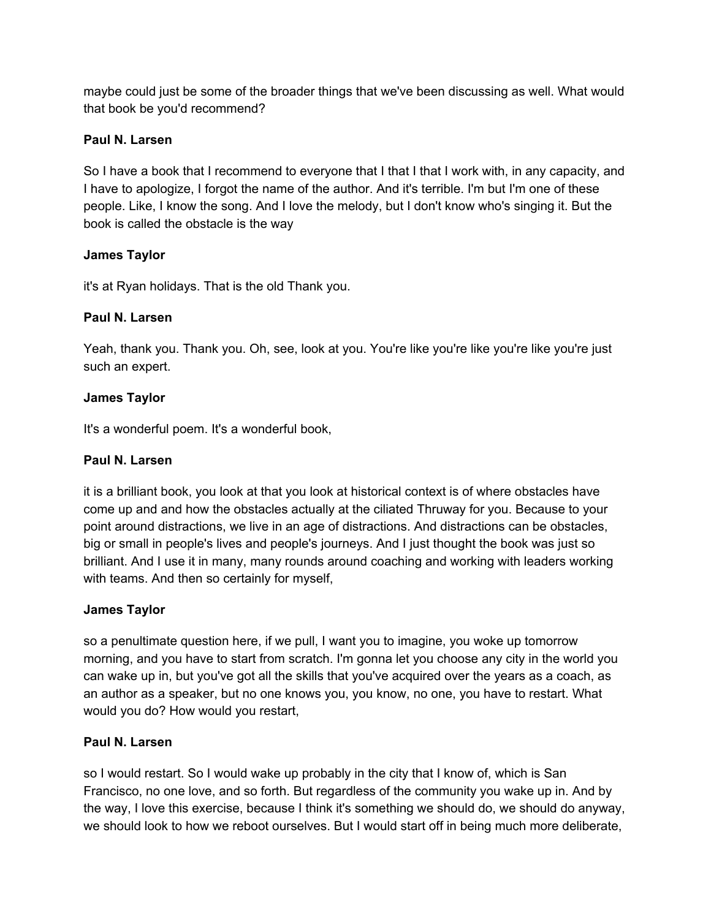maybe could just be some of the broader things that we've been discussing as well. What would that book be you'd recommend?

**Paul N. Larsen**

So I have a book that I recommend to everyone that I that I that I work with, in any capacity, and I have to apologize, I forgot the name of the author. And it's terrible. I'm but I'm one of these people. Like, I know the song. And I love the melody, but I don't know who's singing it. But the book is called the obstacle is the way

**James Taylor**

it's at Ryan holidays. That is the old Thank you.

**Paul N. Larsen**

Yeah, thank you. Thank you. Oh, see, look at you. You're like you're like you're like you're just such an expert.

**James Taylor**

It's a wonderful poem. It's a wonderful book,

**Paul N. Larsen**

it is a brilliant book, you look at that you look at historical context is of where obstacles have come up and and how the obstacles actually at the ciliated Thruway for you. Because to your point around distractions, we live in an age of distractions. And distractions can be obstacles, big or small in people's lives and people's journeys. And I just thought the book was just so brilliant. And I use it in many, many rounds around coaching and working with leaders working with teams. And then so certainly for myself,

**James Taylor**

so a penultimate question here, if we pull, I want you to imagine, you woke up tomorrow morning, and you have to start from scratch. I'm gonna let you choose any city in the world you can wake up in, but you've got all the skills that you've acquired over the years as a coach, as an author as a speaker, but no one knows you, you know, no one, you have to restart. What would you do? How would you restart,

**Paul N. Larsen**

so I would restart. So I would wake up probably in the city that I know of, which is San Francisco, no one love, and so forth. But regardless of the community you wake up in. And by the way, I love this exercise, because I think it's something we should do, we should do anyway, we should look to how we reboot ourselves. But I would start off in being much more deliberate,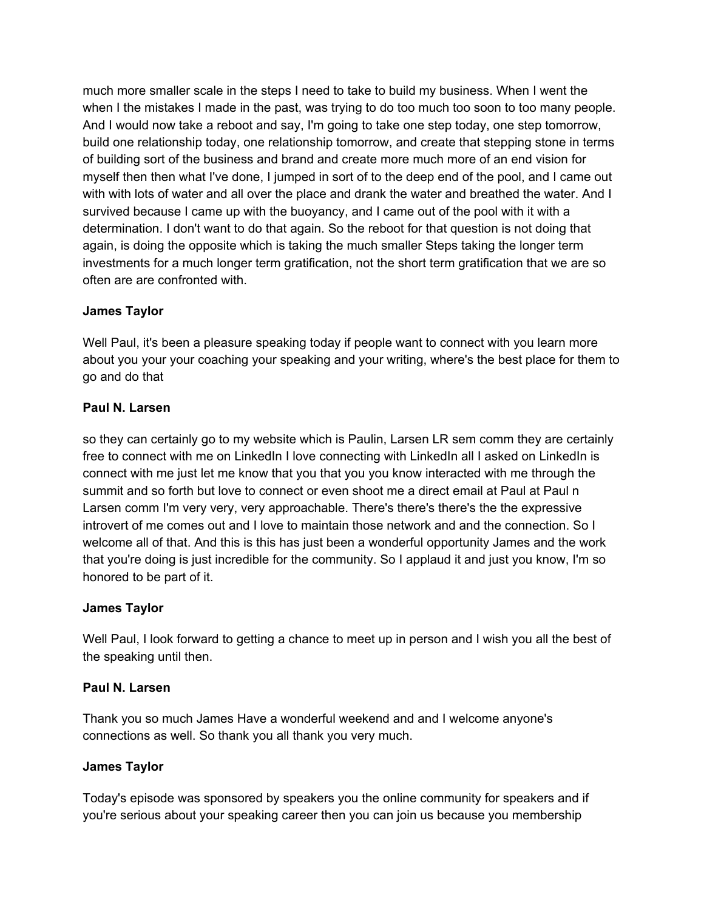much more smaller scale in the steps I need to take to build my business. When I went the when I the mistakes I made in the past, was trying to do too much too soon to too many people. And I would now take a reboot and say, I'm going to take one step today, one step tomorrow, build one relationship today, one relationship tomorrow, and create that stepping stone in terms of building sort of the business and brand and create more much more of an end vision for myself then then what I've done, I jumped in sort of to the deep end of the pool, and I came out with with lots of water and all over the place and drank the water and breathed the water. And I survived because I came up with the buoyancy, and I came out of the pool with it with a determination. I don't want to do that again. So the reboot for that question is not doing that again, is doing the opposite which is taking the much smaller Steps taking the longer term investments for a much longer term gratification, not the short term gratification that we are so often are are confronted with.

**James Taylor**

Well Paul, it's been a pleasure speaking today if people want to connect with you learn more about you your your coaching your speaking and your writing, where's the best place for them to go and do that

**Paul N. Larsen**

so they can certainly go to my website which is Paulin, Larsen LR sem comm they are certainly free to connect with me on LinkedIn I love connecting with LinkedIn all I asked on LinkedIn is connect with me just let me know that you that you you know interacted with me through the summit and so forth but love to connect or even shoot me a direct email at Paul at Paul n Larsen comm I'm very very, very approachable. There's there's there's the the expressive introvert of me comes out and I love to maintain those network and and the connection. So I welcome all of that. And this is this has just been a wonderful opportunity James and the work that you're doing is just incredible for the community. So I applaud it and just you know, I'm so honored to be part of it.

**James Taylor**

Well Paul, I look forward to getting a chance to meet up in person and I wish you all the best of the speaking until then.

**Paul N. Larsen**

Thank you so much James Have a wonderful weekend and and I welcome anyone's connections as well. So thank you all thank you very much.

**James Taylor**

Today's episode was sponsored by speakers you the online community for speakers and if you're serious about your speaking career then you can join us because you membership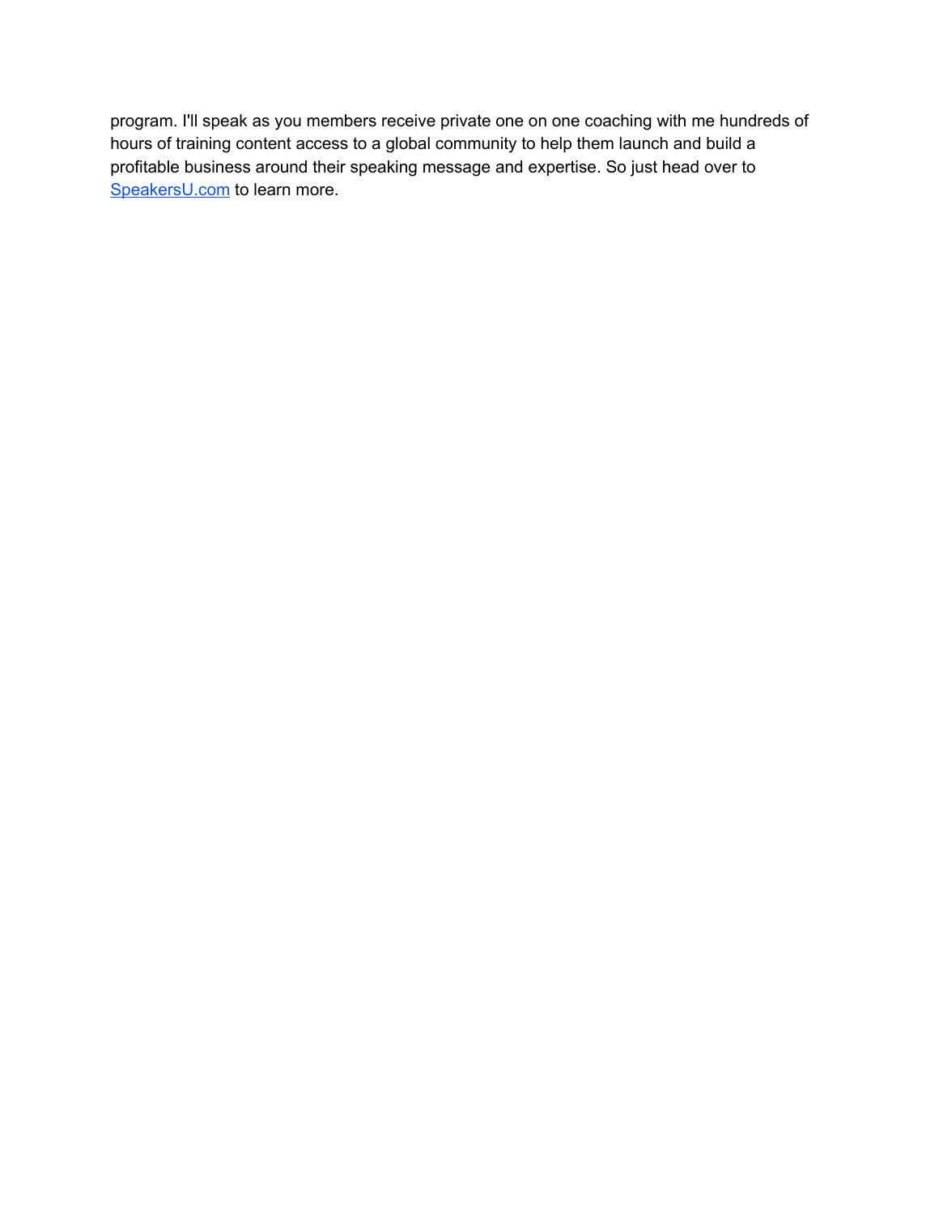program. I'll speak as you members receive private one on one coaching with me hundreds of hours of training content access to a global community to help them launch and build a profitable business around their speaking message and expertise. So just head over to [SpeakersU.com](http://SpeakersU.com) to learn more.